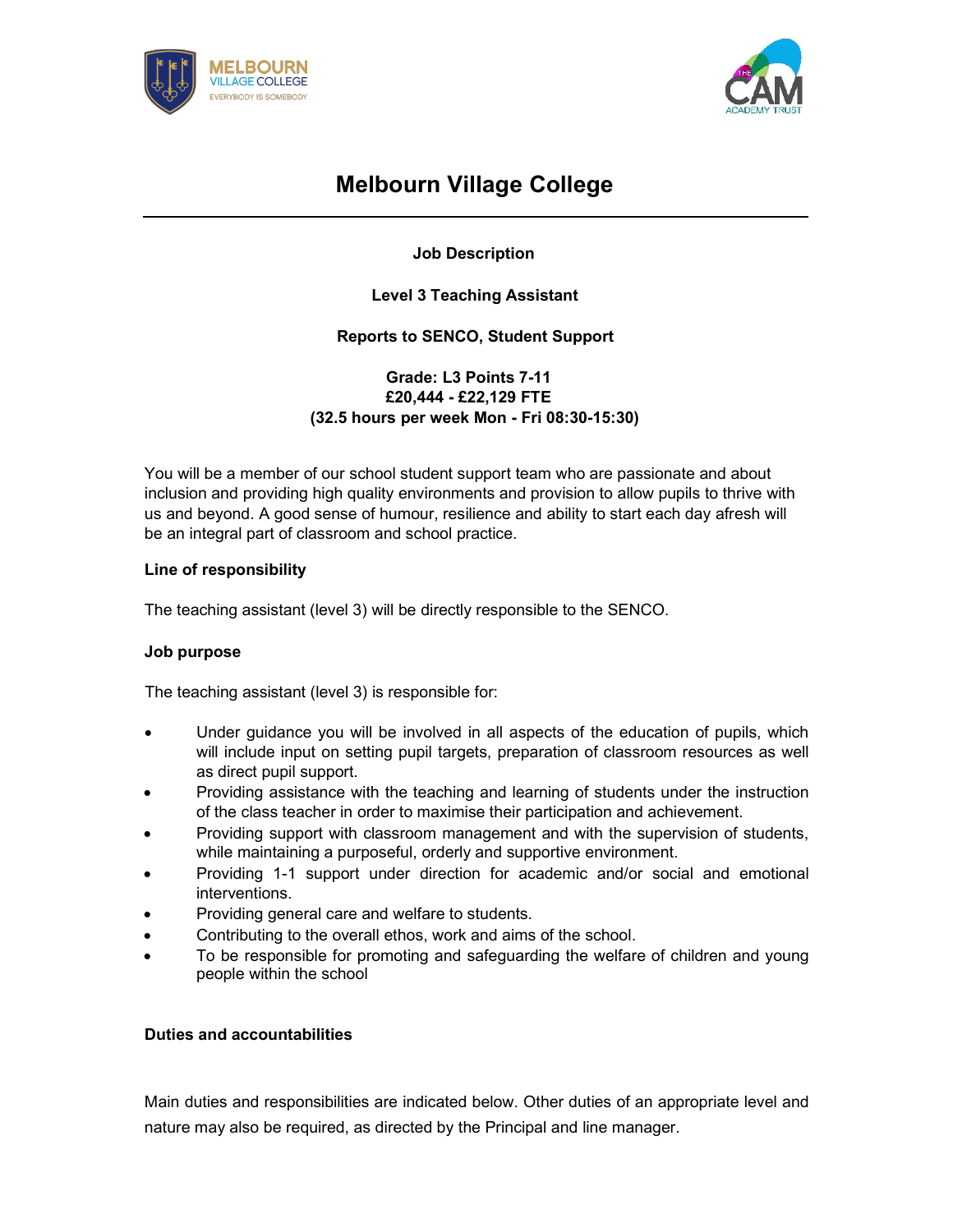# Melbourn Village College

---

**Job Description**

**Level 3 Teaching Assistant**

**Reports to SENCO, Student Support**

**Grade: L3 Points 7-11**
**£20,444 - £22,129 FTE**
**(32.5 hours per week Mon - Fri 08:30-15:30)**

You will be a member of our school student support team who are passionate and about inclusion and providing high quality environments and provision to allow pupils to thrive with us and beyond. A good sense of humour, resilience and ability to start each day afresh will be an integral part of classroom and school practice.

**Line of responsibility**

The teaching assistant (level 3) will be directly responsible to the SENCO.

**Job purpose**

The teaching assistant (level 3) is responsible for:

- Under guidance you will be involved in all aspects of the education of pupils, which will include input on setting pupil targets, preparation of classroom resources as well as direct pupil support.
- Providing assistance with the teaching and learning of students under the instruction of the class teacher in order to maximise their participation and achievement.
- Providing support with classroom management and with the supervision of students, while maintaining a purposeful, orderly and supportive environment.
- Providing 1-1 support under direction for academic and/or social and emotional interventions.
- Providing general care and welfare to students.
- Contributing to the overall ethos, work and aims of the school.
- To be responsible for promoting and safeguarding the welfare of children and young people within the school

**Duties and accountabilities**

Main duties and responsibilities are indicated below. Other duties of an appropriate level and nature may also be required, as directed by the Principal and line manager.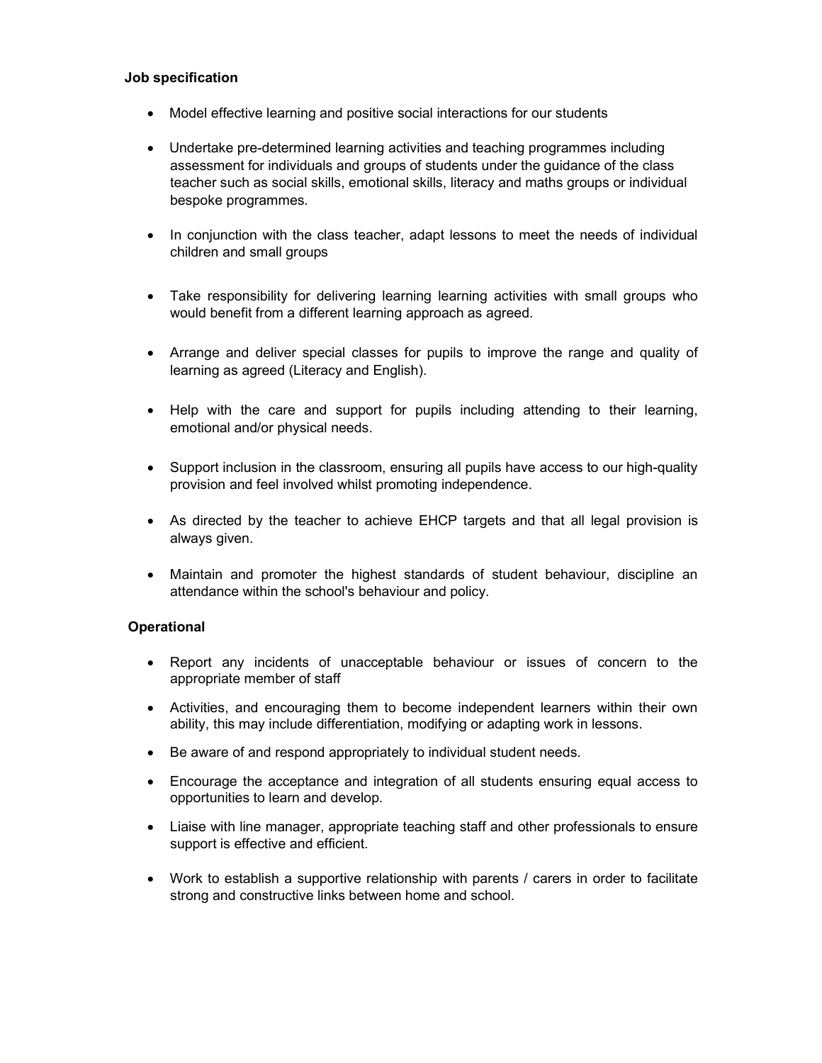**Job specification**

- Model effective learning and positive social interactions for our students
- Undertake pre-determined learning activities and teaching programmes including assessment for individuals and groups of students under the guidance of the class teacher such as social skills, emotional skills, literacy and maths groups or individual bespoke programmes.
- In conjunction with the class teacher, adapt lessons to meet the needs of individual children and small groups
- Take responsibility for delivering learning learning activities with small groups who would benefit from a different learning approach as agreed.
- Arrange and deliver special classes for pupils to improve the range and quality of learning as agreed (Literacy and English).
- Help with the care and support for pupils including attending to their learning, emotional and/or physical needs.
- Support inclusion in the classroom, ensuring all pupils have access to our high-quality provision and feel involved whilst promoting independence.
- As directed by the teacher to achieve EHCP targets and that all legal provision is always given.
- Maintain and promoter the highest standards of student behaviour, discipline an attendance within the school's behaviour and policy.

**Operational**

- Report any incidents of unacceptable behaviour or issues of concern to the appropriate member of staff
- Activities, and encouraging them to become independent learners within their own ability, this may include differentiation, modifying or adapting work in lessons.
- Be aware of and respond appropriately to individual student needs.
- Encourage the acceptance and integration of all students ensuring equal access to opportunities to learn and develop.
- Liaise with line manager, appropriate teaching staff and other professionals to ensure support is effective and efficient.
- Work to establish a supportive relationship with parents / carers in order to facilitate strong and constructive links between home and school.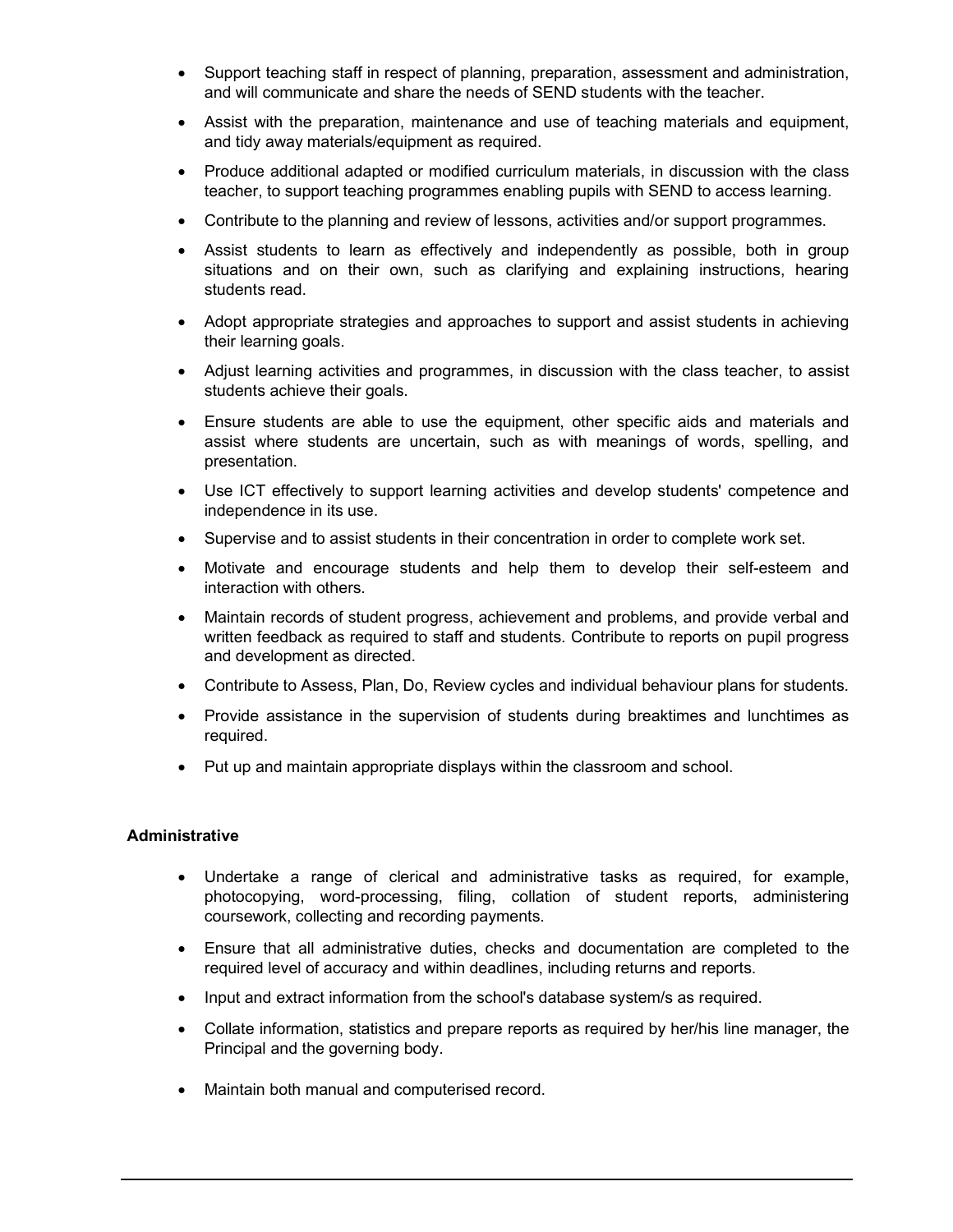- Support teaching staff in respect of planning, preparation, assessment and administration, and will communicate and share the needs of SEND students with the teacher.
- Assist with the preparation, maintenance and use of teaching materials and equipment, and tidy away materials/equipment as required.
- Produce additional adapted or modified curriculum materials, in discussion with the class teacher, to support teaching programmes enabling pupils with SEND to access learning.
- Contribute to the planning and review of lessons, activities and/or support programmes.
- Assist students to learn as effectively and independently as possible, both in group situations and on their own, such as clarifying and explaining instructions, hearing students read.
- Adopt appropriate strategies and approaches to support and assist students in achieving their learning goals.
- Adjust learning activities and programmes, in discussion with the class teacher, to assist students achieve their goals.
- Ensure students are able to use the equipment, other specific aids and materials and assist where students are uncertain, such as with meanings of words, spelling, and presentation.
- Use ICT effectively to support learning activities and develop students' competence and independence in its use.
- Supervise and to assist students in their concentration in order to complete work set.
- Motivate and encourage students and help them to develop their self-esteem and interaction with others.
- Maintain records of student progress, achievement and problems, and provide verbal and written feedback as required to staff and students. Contribute to reports on pupil progress and development as directed.
- Contribute to Assess, Plan, Do, Review cycles and individual behaviour plans for students.
- Provide assistance in the supervision of students during breaktimes and lunchtimes as required.
- Put up and maintain appropriate displays within the classroom and school.

**Administrative**

- Undertake a range of clerical and administrative tasks as required, for example, photocopying, word-processing, filing, collation of student reports, administering coursework, collecting and recording payments.
- Ensure that all administrative duties, checks and documentation are completed to the required level of accuracy and within deadlines, including returns and reports.
- Input and extract information from the school's database system/s as required.
- Collate information, statistics and prepare reports as required by her/his line manager, the Principal and the governing body.
- Maintain both manual and computerised record.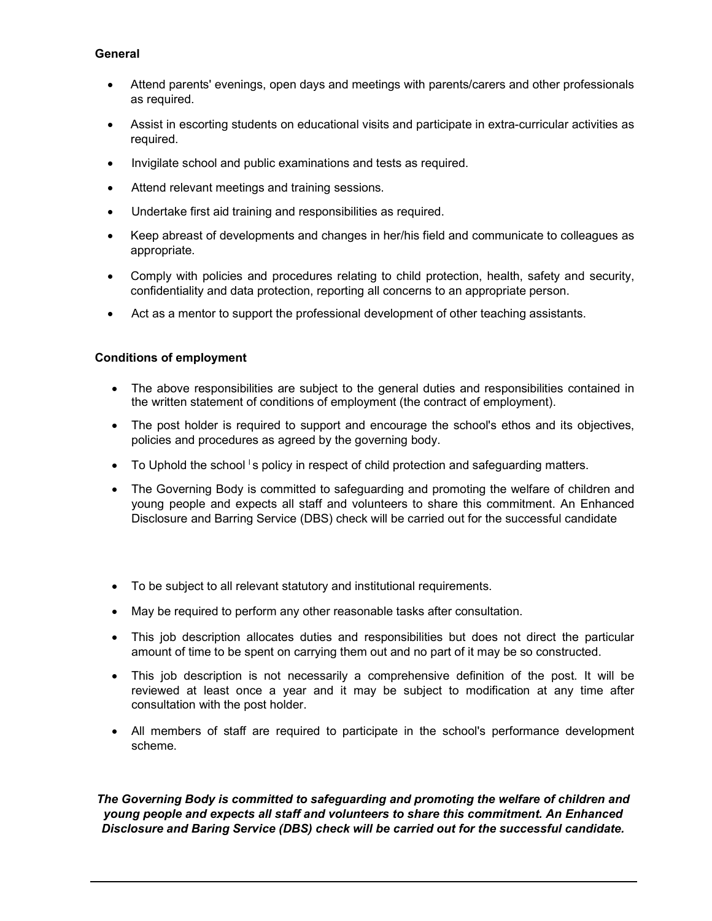**General**

- Attend parents' evenings, open days and meetings with parents/carers and other professionals as required.
- Assist in escorting students on educational visits and participate in extra-curricular activities as required.
- Invigilate school and public examinations and tests as required.
- Attend relevant meetings and training sessions.
- Undertake first aid training and responsibilities as required.
- Keep abreast of developments and changes in her/his field and communicate to colleagues as appropriate.
- Comply with policies and procedures relating to child protection, health, safety and security, confidentiality and data protection, reporting all concerns to an appropriate person.
- Act as a mentor to support the professional development of other teaching assistants.

**Conditions of employment**

- The above responsibilities are subject to the general duties and responsibilities contained in the written statement of conditions of employment (the contract of employment).
- The post holder is required to support and encourage the school's ethos and its objectives, policies and procedures as agreed by the governing body.
- To Uphold the school's policy in respect of child protection and safeguarding matters.
- The Governing Body is committed to safeguarding and promoting the welfare of children and young people and expects all staff and volunteers to share this commitment. An Enhanced Disclosure and Barring Service (DBS) check will be carried out for the successful candidate

- To be subject to all relevant statutory and institutional requirements.
- May be required to perform any other reasonable tasks after consultation.
- This job description allocates duties and responsibilities but does not direct the particular amount of time to be spent on carrying them out and no part of it may be so constructed.
- This job description is not necessarily a comprehensive definition of the post. It will be reviewed at least once a year and it may be subject to modification at any time after consultation with the post holder.
- All members of staff are required to participate in the school's performance development scheme.

***The Governing Body is committed to safeguarding and promoting the welfare of children and young people and expects all staff and volunteers to share this commitment. An Enhanced Disclosure and Baring Service (DBS) check will be carried out for the successful candidate.***